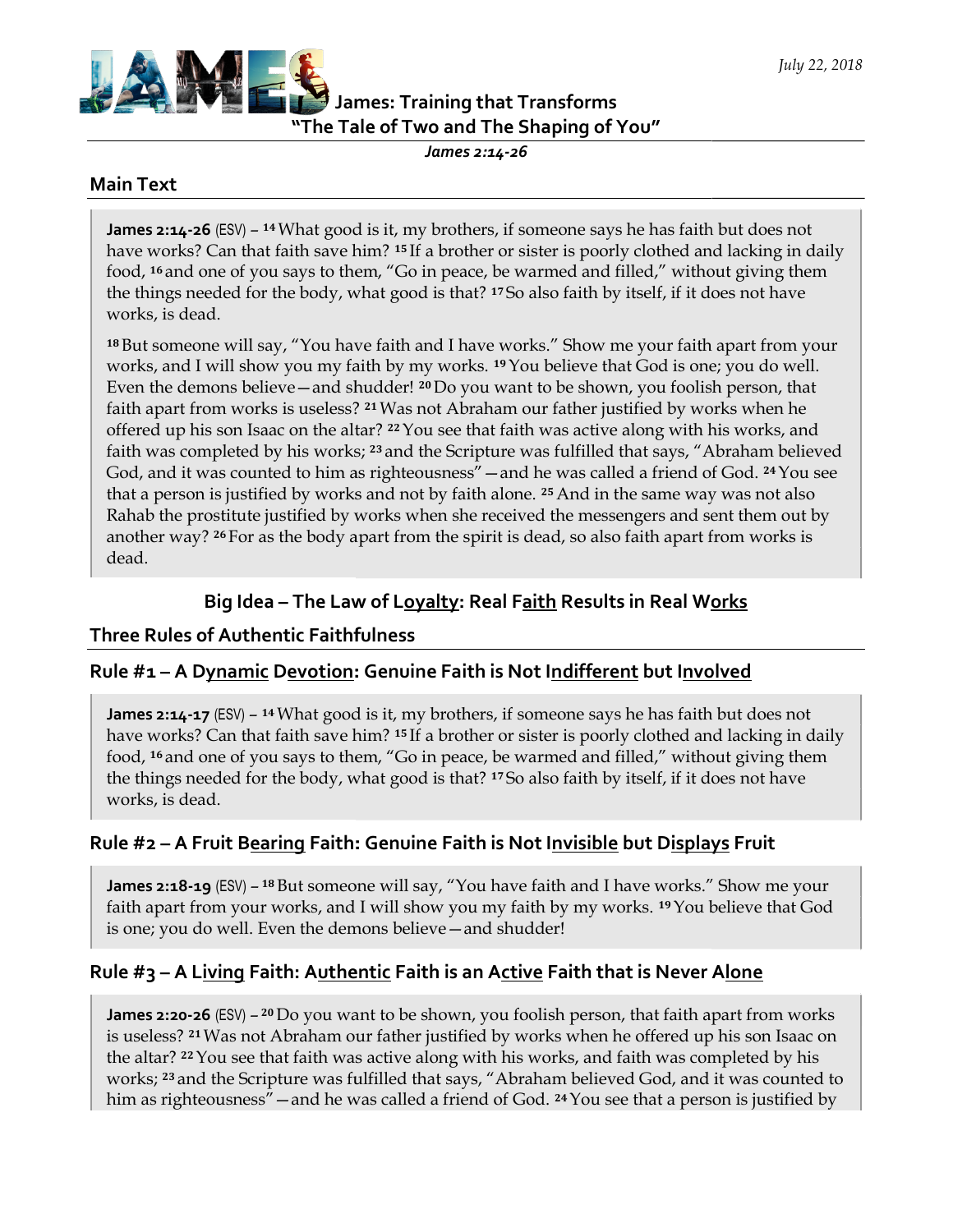*July 22, 2018*

# James: Training that Transforms
## "The Tale of Two and The Shaping of You"
*James 2:14-26*

## Main Text

**James 2:14-26** (ESV) – [14] What good is it, my brothers, if someone says he has faith but does not have works? Can that faith save him? [15] If a brother or sister is poorly clothed and lacking in daily food, [16] and one of you says to them, "Go in peace, be warmed and filled," without giving them the things needed for the body, what good is that? [17] So also faith by itself, if it does not have works, is dead.

[18] But someone will say, "You have faith and I have works." Show me your faith apart from your works, and I will show you my faith by my works. [19] You believe that God is one; you do well. Even the demons believe—and shudder! [20] Do you want to be shown, you foolish person, that faith apart from works is useless? [21] Was not Abraham our father justified by works when he offered up his son Isaac on the altar? [22] You see that faith was active along with his works, and faith was completed by his works; [23] and the Scripture was fulfilled that says, "Abraham believed God, and it was counted to him as righteousness"—and he was called a friend of God. [24] You see that a person is justified by works and not by faith alone. [25] And in the same way was not also Rahab the prostitute justified by works when she received the messengers and sent them out by another way? [26] For as the body apart from the spirit is dead, so also faith apart from works is dead.

### Big Idea – The Law of Loyalty: Real Faith Results in Real Works

## Three Rules of Authentic Faithfulness

### Rule #1 – A Dynamic Devotion: Genuine Faith is Not Indifferent but Involved

**James 2:14-17** (ESV) – [14] What good is it, my brothers, if someone says he has faith but does not have works? Can that faith save him? [15] If a brother or sister is poorly clothed and lacking in daily food, [16] and one of you says to them, "Go in peace, be warmed and filled," without giving them the things needed for the body, what good is that? [17] So also faith by itself, if it does not have works, is dead.

### Rule #2 – A Fruit Bearing Faith: Genuine Faith is Not Invisible but Displays Fruit

**James 2:18-19** (ESV) – [18] But someone will say, "You have faith and I have works." Show me your faith apart from your works, and I will show you my faith by my works. [19] You believe that God is one; you do well. Even the demons believe—and shudder!

### Rule #3 – A Living Faith: Authentic Faith is an Active Faith that is Never Alone

**James 2:20-26** (ESV) – [20] Do you want to be shown, you foolish person, that faith apart from works is useless? [21] Was not Abraham our father justified by works when he offered up his son Isaac on the altar? [22] You see that faith was active along with his works, and faith was completed by his works; [23] and the Scripture was fulfilled that says, "Abraham believed God, and it was counted to him as righteousness"—and he was called a friend of God. [24] You see that a person is justified by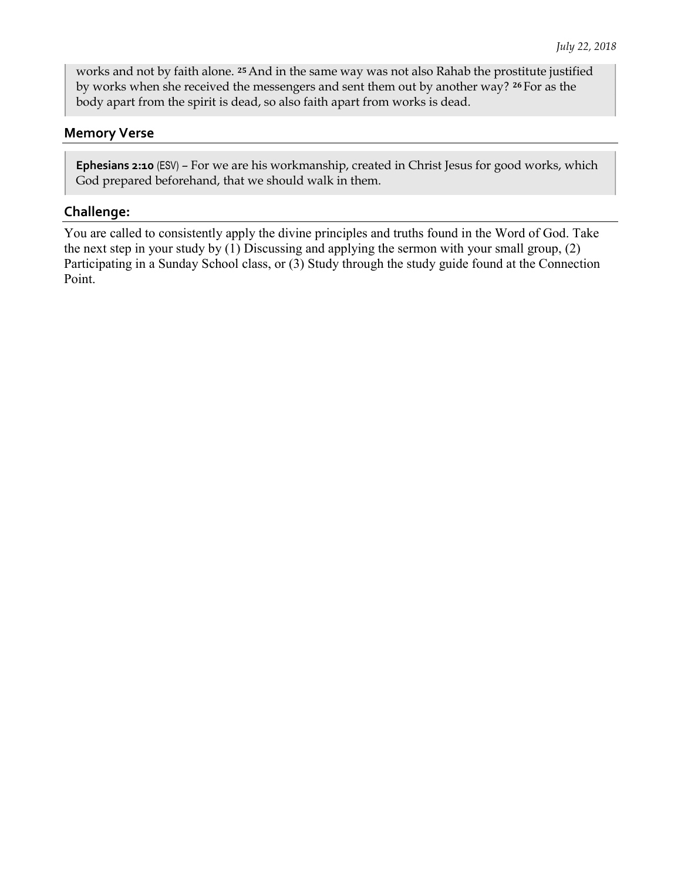> works and not by faith alone. [25] And in the same way was not also Rahab the prostitute justified by works when she received the messengers and sent them out by another way? [26] For as the body apart from the spirit is dead, so also faith apart from works is dead.

## Memory Verse

> **Ephesians 2:10** (ESV) – For we are his workmanship, created in Christ Jesus for good works, which God prepared beforehand, that we should walk in them.

## Challenge:

You are called to consistently apply the divine principles and truths found in the Word of God. Take the next step in your study by (1) Discussing and applying the sermon with your small group, (2) Participating in a Sunday School class, or (3) Study through the study guide found at the Connection Point.